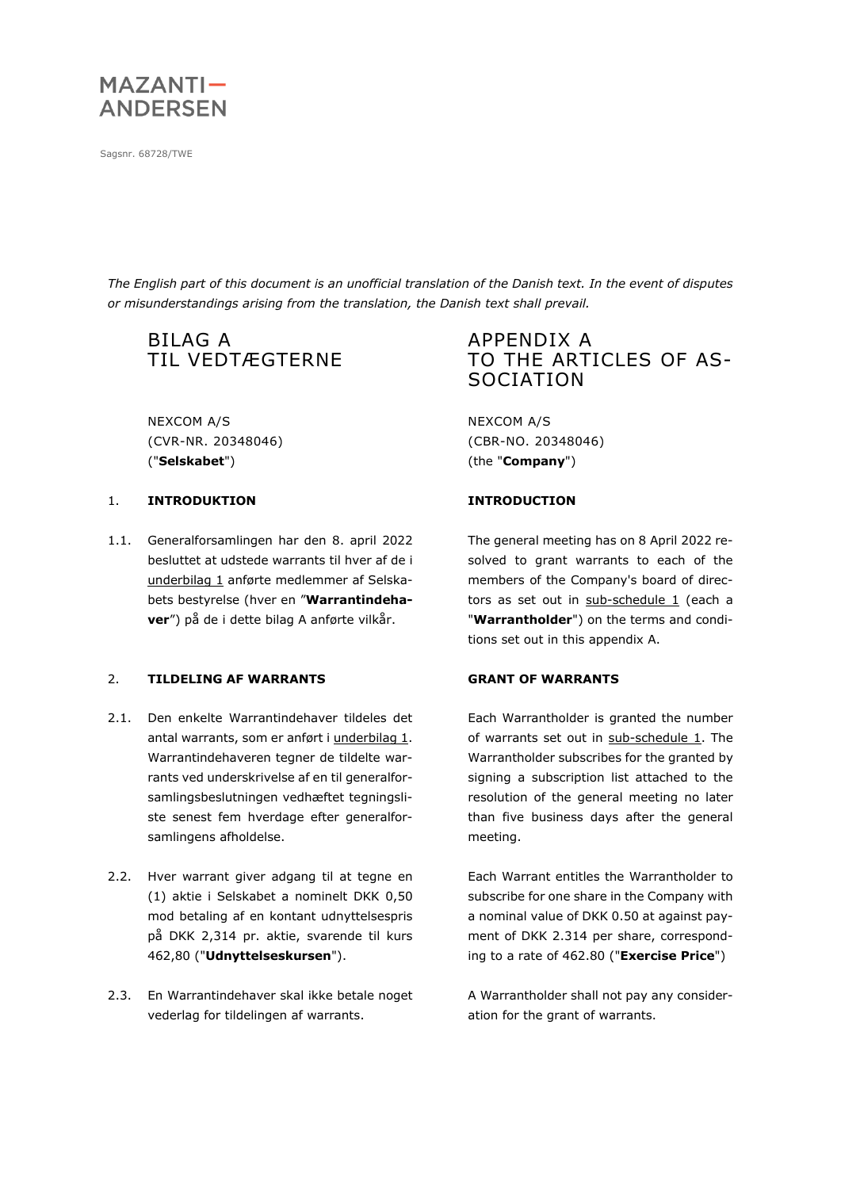MAZANTI— ANDERSEN

Sagsnr. 68728/TWE

*The English part of this document is an unofficial translation of the Danish text. In the event of disputes or misunderstandings arising from the translation, the Danish text shall prevail.*

# BILAG A TIL VEDTÆGTERNE

NEXCOM A/S
(CVR-NR. 20348046)
("**Selskabet**")

## 1. INTRODUKTION

1.1. Generalforsamlingen har den 8. april 2022 besluttet at udstede warrants til hver af de i underbilag 1 anførte medlemmer af Selskabets bestyrelse (hver en "**Warrantindehaver**") på de i dette bilag A anførte vilkår.

## 2. TILDELING AF WARRANTS

2.1. Den enkelte Warrantindehaver tildeles det antal warrants, som er anført i underbilag 1. Warrantindehaveren tegner de tildelte warrants ved underskrivelse af en til generalforsamlingsbeslutningen vedhæftet tegningsliste senest fem hverdage efter generalforsamlingens afholdelse.

2.2. Hver warrant giver adgang til at tegne en (1) aktie i Selskabet a nominelt DKK 0,50 mod betaling af en kontant udnyttelsespris på DKK 2,314 pr. aktie, svarende til kurs 462,80 ("**Udnyttelseskursen**").

2.3. En Warrantindehaver skal ikke betale noget vederlag for tildelingen af warrants.

# APPENDIX A TO THE ARTICLES OF ASSOCIATION

NEXCOM A/S
(CBR-NO. 20348046)
(the "**Company**")

## INTRODUCTION

The general meeting has on 8 April 2022 resolved to grant warrants to each of the members of the Company's board of directors as set out in sub-schedule 1 (each a "**Warrantholder**") on the terms and conditions set out in this appendix A.

## GRANT OF WARRANTS

Each Warrantholder is granted the number of warrants set out in sub-schedule 1. The Warrantholder subscribes for the granted by signing a subscription list attached to the resolution of the general meeting no later than five business days after the general meeting.

Each Warrant entitles the Warrantholder to subscribe for one share in the Company with a nominal value of DKK 0.50 at against payment of DKK 2.314 per share, corresponding to a rate of 462.80 ("**Exercise Price**")

A Warrantholder shall not pay any consideration for the grant of warrants.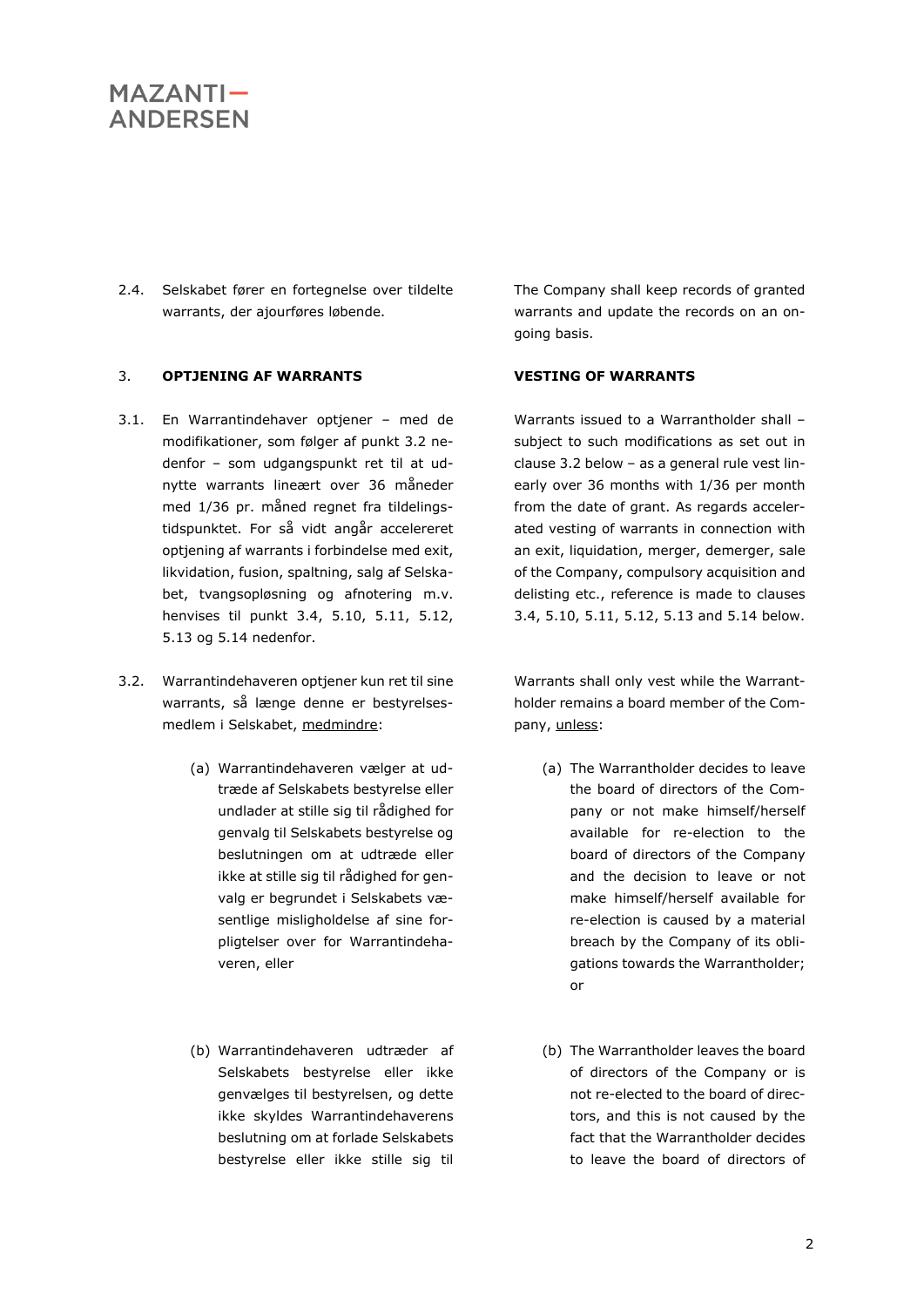2.4. Selskabet fører en fortegnelse over tildelte warrants, der ajourføres løbende.

The Company shall keep records of granted warrants and update the records on an ongoing basis.

## 3. OPTJENING AF WARRANTS

## VESTING OF WARRANTS

3.1. En Warrantindehaver optjener – med de modifikationer, som følger af punkt 3.2 nedenfor – som udgangspunkt ret til at udnytte warrants lineært over 36 måneder med 1/36 pr. måned regnet fra tildelingstidspunktet. For så vidt angår accelereret optjening af warrants i forbindelse med exit, likvidation, fusion, spaltning, salg af Selskabet, tvangsopløsning og afnotering m.v. henvises til punkt 3.4, 5.10, 5.11, 5.12, 5.13 og 5.14 nedenfor.

Warrants issued to a Warrantholder shall – subject to such modifications as set out in clause 3.2 below – as a general rule vest linearly over 36 months with 1/36 per month from the date of grant. As regards accelerated vesting of warrants in connection with an exit, liquidation, merger, demerger, sale of the Company, compulsory acquisition and delisting etc., reference is made to clauses 3.4, 5.10, 5.11, 5.12, 5.13 and 5.14 below.

3.2. Warrantindehaveren optjener kun ret til sine warrants, så længe denne er bestyrelsesmedlem i Selskabet, <u>medmindre</u>:

(a) Warrantindehaveren vælger at udtræde af Selskabets bestyrelse eller undlader at stille sig til rådighed for genvalg til Selskabets bestyrelse og beslutningen om at udtræde eller ikke at stille sig til rådighed for genvalg er begrundet i Selskabets væsentlige misligholdelse af sine forpligtelser over for Warrantindehaveren, eller

(b) Warrantindehaveren udtræder af Selskabets bestyrelse eller ikke genvælges til bestyrelsen, og dette ikke skyldes Warrantindehaverens beslutning om at forlade Selskabets bestyrelse eller ikke stille sig til

Warrants shall only vest while the Warrantholder remains a board member of the Company, <u>unless</u>:

(a) The Warrantholder decides to leave the board of directors of the Company or not make himself/herself available for re-election to the board of directors of the Company and the decision to leave or not make himself/herself available for re-election is caused by a material breach by the Company of its obligations towards the Warrantholder; or

(b) The Warrantholder leaves the board of directors of the Company or is not re-elected to the board of directors, and this is not caused by the fact that the Warrantholder decides to leave the board of directors of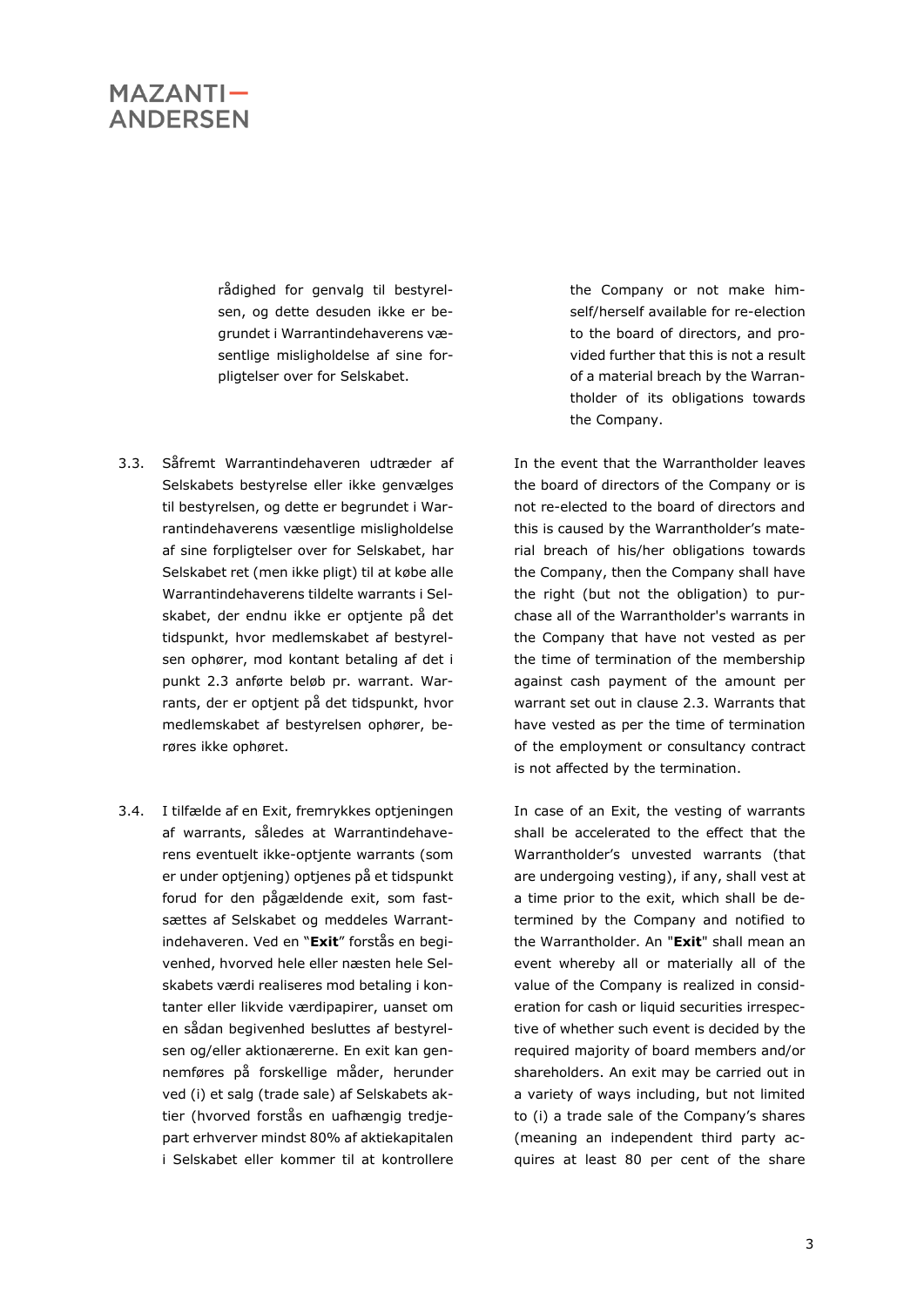rådighed for genvalg til bestyrelsen, og dette desuden ikke er begrundet i Warrantindehaverens væsentlige misligholdelse af sine forpligtelser over for Selskabet.

the Company or not make himself/herself available for re-election to the board of directors, and provided further that this is not a result of a material breach by the Warrantholder of its obligations towards the Company.

3.3. Såfremt Warrantindehaveren udtræder af Selskabets bestyrelse eller ikke genvælges til bestyrelsen, og dette er begrundet i Warrantindehaverens væsentlige misligholdelse af sine forpligtelser over for Selskabet, har Selskabet ret (men ikke pligt) til at købe alle Warrantindehaverens tildelte warrants i Selskabet, der endnu ikke er optjente på det tidspunkt, hvor medlemskabet af bestyrelsen ophører, mod kontant betaling af det i punkt 2.3 anførte beløb pr. warrant. Warrants, der er optjent på det tidspunkt, hvor medlemskabet af bestyrelsen ophører, berøres ikke ophøret.

In the event that the Warrantholder leaves the board of directors of the Company or is not re-elected to the board of directors and this is caused by the Warrantholder's material breach of his/her obligations towards the Company, then the Company shall have the right (but not the obligation) to purchase all of the Warrantholder's warrants in the Company that have not vested as per the time of termination of the membership against cash payment of the amount per warrant set out in clause 2.3. Warrants that have vested as per the time of termination of the employment or consultancy contract is not affected by the termination.

3.4. I tilfælde af en Exit, fremrykkes optjeningen af warrants, således at Warrantindehaverens eventuelt ikke-optjente warrants (som er under optjening) optjenes på et tidspunkt forud for den pågældende exit, som fastsættes af Selskabet og meddeles Warrantindehaveren. Ved en "**Exit**" forstås en begivenhed, hvorved hele eller næsten hele Selskabets værdi realiseres mod betaling i kontanter eller likvide værdipapirer, uanset om en sådan begivenhed besluttes af bestyrelsen og/eller aktionærerne. En exit kan gennemføres på forskellige måder, herunder ved (i) et salg (trade sale) af Selskabets aktier (hvorved forstås en uafhængig tredjepart erhverver mindst 80% af aktiekapitalen i Selskabet eller kommer til at kontrollere

In case of an Exit, the vesting of warrants shall be accelerated to the effect that the Warrantholder's unvested warrants (that are undergoing vesting), if any, shall vest at a time prior to the exit, which shall be determined by the Company and notified to the Warrantholder. An "**Exit**" shall mean an event whereby all or materially all of the value of the Company is realized in consideration for cash or liquid securities irrespective of whether such event is decided by the required majority of board members and/or shareholders. An exit may be carried out in a variety of ways including, but not limited to (i) a trade sale of the Company's shares (meaning an independent third party acquires at least 80 per cent of the share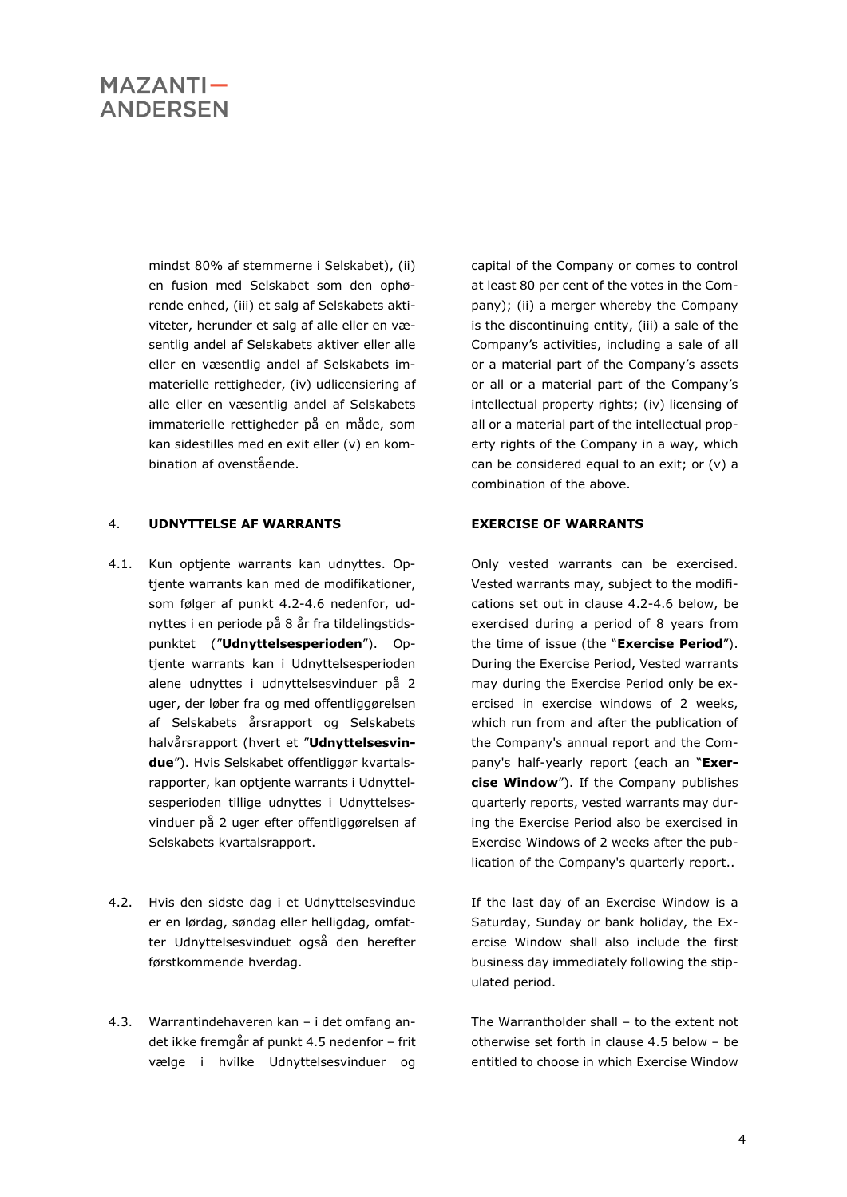mindst 80% af stemmerne i Selskabet), (ii) en fusion med Selskabet som den ophørende enhed, (iii) et salg af Selskabets aktiviteter, herunder et salg af alle eller en væsentlig andel af Selskabets aktiver eller alle eller en væsentlig andel af Selskabets immaterielle rettigheder, (iv) udlicensiering af alle eller en væsentlig andel af Selskabets immaterielle rettigheder på en måde, som kan sidestilles med en exit eller (v) en kombination af ovenstående.

capital of the Company or comes to control at least 80 per cent of the votes in the Company); (ii) a merger whereby the Company is the discontinuing entity, (iii) a sale of the Company's activities, including a sale of all or a material part of the Company's assets or all or a material part of the Company's intellectual property rights; (iv) licensing of all or a material part of the intellectual property rights of the Company in a way, which can be considered equal to an exit; or (v) a combination of the above.

## 4. UDNYTTELSE AF WARRANTS

## EXERCISE OF WARRANTS

4.1. Kun optjente warrants kan udnyttes. Optjente warrants kan med de modifikationer, som følger af punkt 4.2-4.6 nedenfor, udnyttes i en periode på 8 år fra tildelingstidspunktet ("**Udnyttelsesperioden**"). Optjente warrants kan i Udnyttelsesperioden alene udnyttes i udnyttelsesvinduer på 2 uger, der løber fra og med offentliggørelsen af Selskabets årsrapport og Selskabets halvårsrapport (hvert et "**Udnyttelsesvindue**"). Hvis Selskabet offentliggør kvartalsrapporter, kan optjente warrants i Udnyttelsesperioden tillige udnyttes i Udnyttelsesvinduer på 2 uger efter offentliggørelsen af Selskabets kvartalsrapport.

Only vested warrants can be exercised. Vested warrants may, subject to the modifications set out in clause 4.2-4.6 below, be exercised during a period of 8 years from the time of issue (the "**Exercise Period**"). During the Exercise Period, Vested warrants may during the Exercise Period only be exercised in exercise windows of 2 weeks, which run from and after the publication of the Company's annual report and the Company's half-yearly report (each an "**Exercise Window**"). If the Company publishes quarterly reports, vested warrants may during the Exercise Period also be exercised in Exercise Windows of 2 weeks after the publication of the Company's quarterly report..

4.2. Hvis den sidste dag i et Udnyttelsesvindue er en lørdag, søndag eller helligdag, omfatter Udnyttelsesvinduet også den herefter førstkommende hverdag.

If the last day of an Exercise Window is a Saturday, Sunday or bank holiday, the Exercise Window shall also include the first business day immediately following the stipulated period.

4.3. Warrantindehaveren kan – i det omfang andet ikke fremgår af punkt 4.5 nedenfor – frit vælge i hvilke Udnyttelsesvinduer og

The Warrantholder shall – to the extent not otherwise set forth in clause 4.5 below – be entitled to choose in which Exercise Window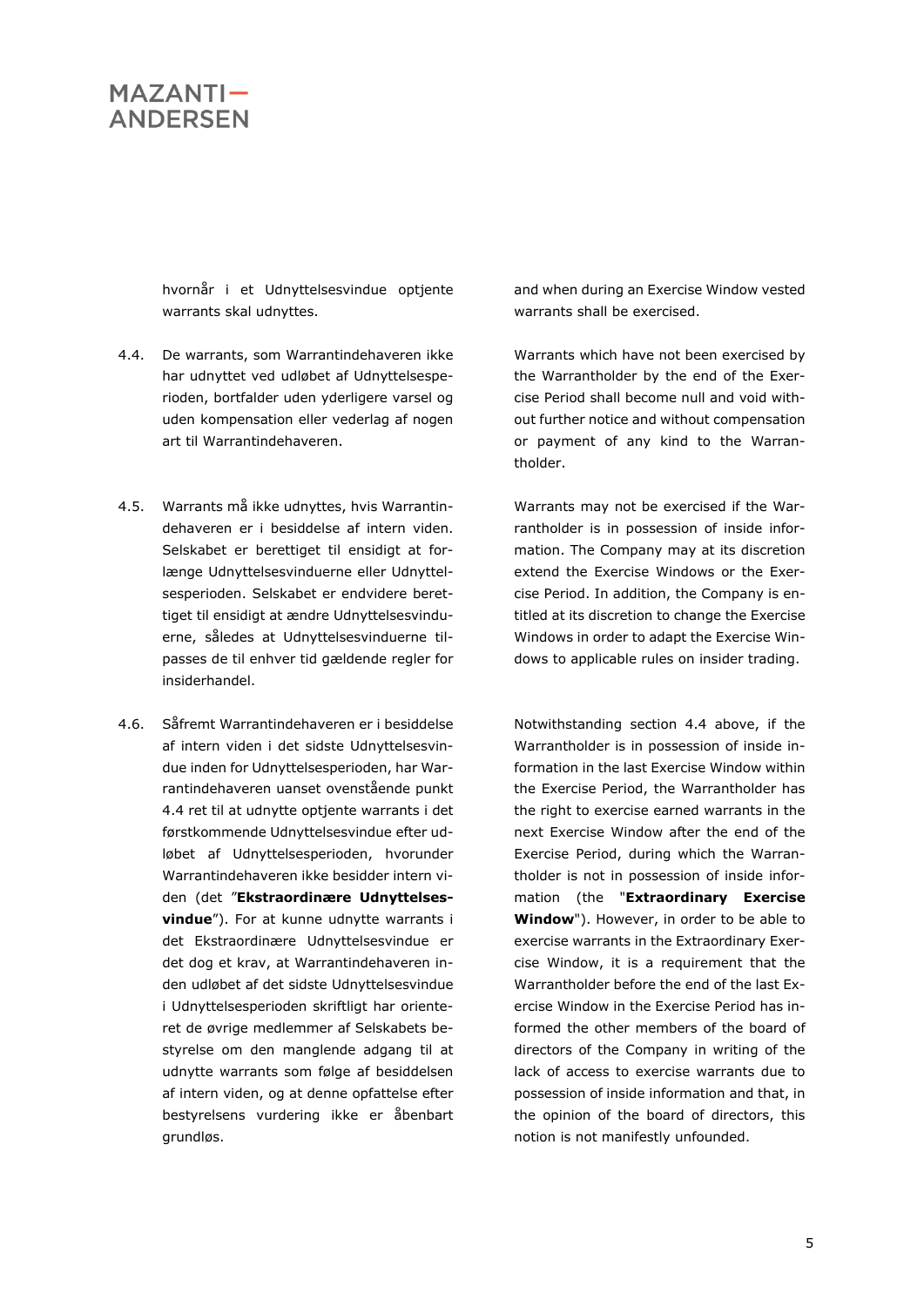hvornår i et Udnyttelsesvindue optjente warrants skal udnyttes.

and when during an Exercise Window vested warrants shall be exercised.

4.4. De warrants, som Warrantindehaveren ikke har udnyttet ved udløbet af Udnyttelsesperioden, bortfalder uden yderligere varsel og uden kompensation eller vederlag af nogen art til Warrantindehaveren.

Warrants which have not been exercised by the Warrantholder by the end of the Exercise Period shall become null and void without further notice and without compensation or payment of any kind to the Warrantholder.

4.5. Warrants må ikke udnyttes, hvis Warrantindehaveren er i besiddelse af intern viden. Selskabet er berettiget til ensidigt at forlænge Udnyttelsesvinduerne eller Udnyttelsesperioden. Selskabet er endvidere berettiget til ensidigt at ændre Udnyttelsesvinduerne, således at Udnyttelsesvinduerne tilpasses de til enhver tid gældende regler for insiderhandel.

Warrants may not be exercised if the Warrantholder is in possession of inside information. The Company may at its discretion extend the Exercise Windows or the Exercise Period. In addition, the Company is entitled at its discretion to change the Exercise Windows in order to adapt the Exercise Windows to applicable rules on insider trading.

4.6. Såfremt Warrantindehaveren er i besiddelse af intern viden i det sidste Udnyttelsesvindue inden for Udnyttelsesperioden, har Warrantindehaveren uanset ovenstående punkt 4.4 ret til at udnytte optjente warrants i det førstkommende Udnyttelsesvindue efter udløbet af Udnyttelsesperioden, hvorunder Warrantindehaveren ikke besidder intern viden (det "**Ekstraordinære Udnyttelsesvindue**"). For at kunne udnytte warrants i det Ekstraordinære Udnyttelsesvindue er det dog et krav, at Warrantindehaveren inden udløbet af det sidste Udnyttelsesvindue i Udnyttelsesperioden skriftligt har orienteret de øvrige medlemmer af Selskabets bestyrelse om den manglende adgang til at udnytte warrants som følge af besiddelsen af intern viden, og at denne opfattelse efter bestyrelsens vurdering ikke er åbenbart grundløs.

Notwithstanding section 4.4 above, if the Warrantholder is in possession of inside information in the last Exercise Window within the Exercise Period, the Warrantholder has the right to exercise earned warrants in the next Exercise Window after the end of the Exercise Period, during which the Warrantholder is not in possession of inside information (the "**Extraordinary Exercise Window**"). However, in order to be able to exercise warrants in the Extraordinary Exercise Window, it is a requirement that the Warrantholder before the end of the last Exercise Window in the Exercise Period has informed the other members of the board of directors of the Company in writing of the lack of access to exercise warrants due to possession of inside information and that, in the opinion of the board of directors, this notion is not manifestly unfounded.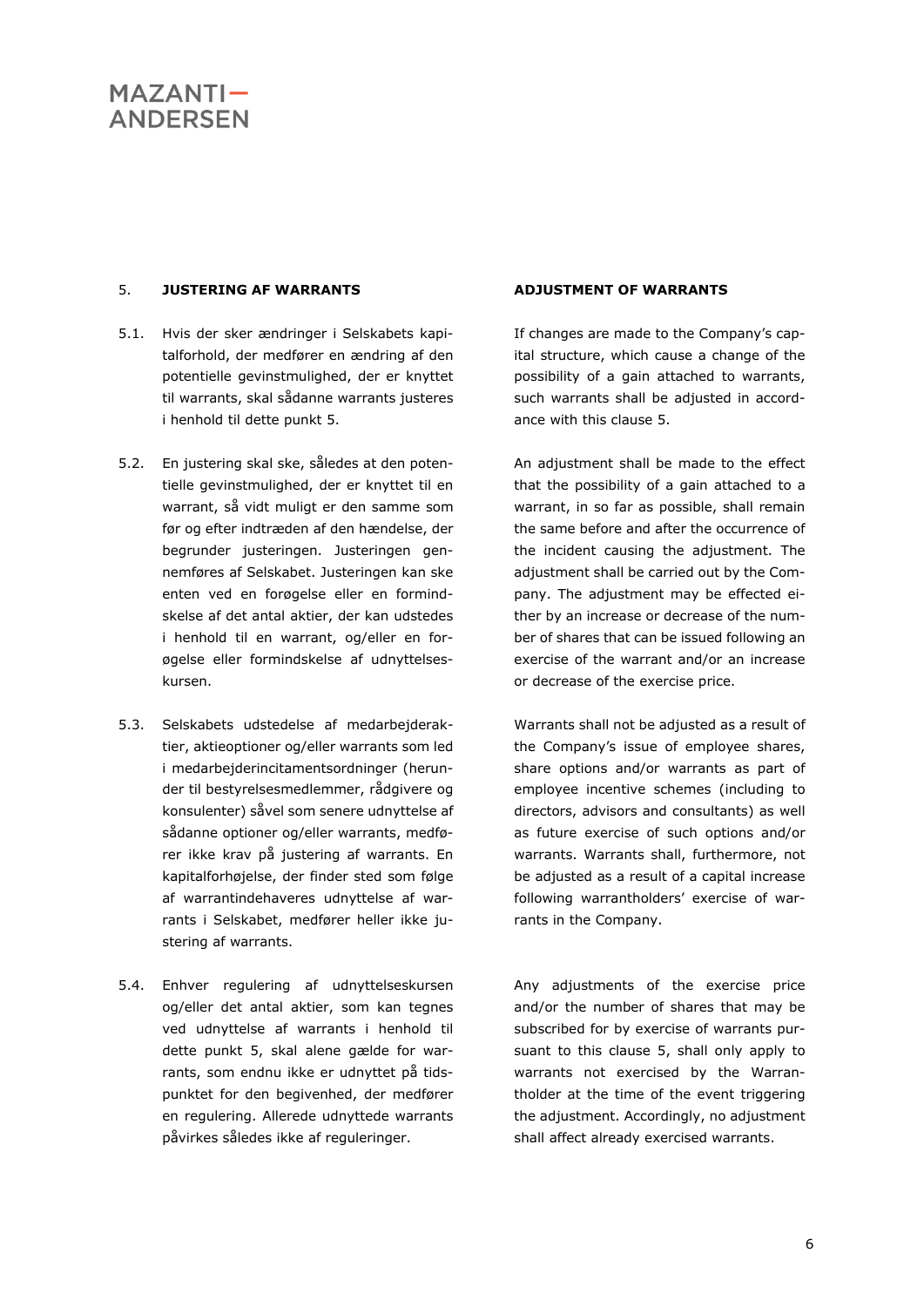## 5. JUSTERING AF WARRANTS

## ADJUSTMENT OF WARRANTS

5.1. Hvis der sker ændringer i Selskabets kapitalforhold, der medfører en ændring af den potentielle gevinstmulighed, der er knyttet til warrants, skal sådanne warrants justeres i henhold til dette punkt 5.

If changes are made to the Company's capital structure, which cause a change of the possibility of a gain attached to warrants, such warrants shall be adjusted in accordance with this clause 5.

5.2. En justering skal ske, således at den potentielle gevinstmulighed, der er knyttet til en warrant, så vidt muligt er den samme som før og efter indtræden af den hændelse, der begrunder justeringen. Justeringen gennemføres af Selskabet. Justeringen kan ske enten ved en forøgelse eller en formindskelse af det antal aktier, der kan udstedes i henhold til en warrant, og/eller en forøgelse eller formindskelse af udnyttelseskursen.

An adjustment shall be made to the effect that the possibility of a gain attached to a warrant, in so far as possible, shall remain the same before and after the occurrence of the incident causing the adjustment. The adjustment shall be carried out by the Company. The adjustment may be effected either by an increase or decrease of the number of shares that can be issued following an exercise of the warrant and/or an increase or decrease of the exercise price.

5.3. Selskabets udstedelse af medarbejderaktier, aktieoptioner og/eller warrants som led i medarbejderincitamentsordninger (herunder til bestyrelsesmedlemmer, rådgivere og konsulenter) såvel som senere udnyttelse af sådanne optioner og/eller warrants, medfører ikke krav på justering af warrants. En kapitalforhøjelse, der finder sted som følge af warrantindehaveres udnyttelse af warrants i Selskabet, medfører heller ikke justering af warrants.

Warrants shall not be adjusted as a result of the Company's issue of employee shares, share options and/or warrants as part of employee incentive schemes (including to directors, advisors and consultants) as well as future exercise of such options and/or warrants. Warrants shall, furthermore, not be adjusted as a result of a capital increase following warrantholders' exercise of warrants in the Company.

5.4. Enhver regulering af udnyttelseskursen og/eller det antal aktier, som kan tegnes ved udnyttelse af warrants i henhold til dette punkt 5, skal alene gælde for warrants, som endnu ikke er udnyttet på tidspunktet for den begivenhed, der medfører en regulering. Allerede udnyttede warrants påvirkes således ikke af reguleringer.

Any adjustments of the exercise price and/or the number of shares that may be subscribed for by exercise of warrants pursuant to this clause 5, shall only apply to warrants not exercised by the Warrantholder at the time of the event triggering the adjustment. Accordingly, no adjustment shall affect already exercised warrants.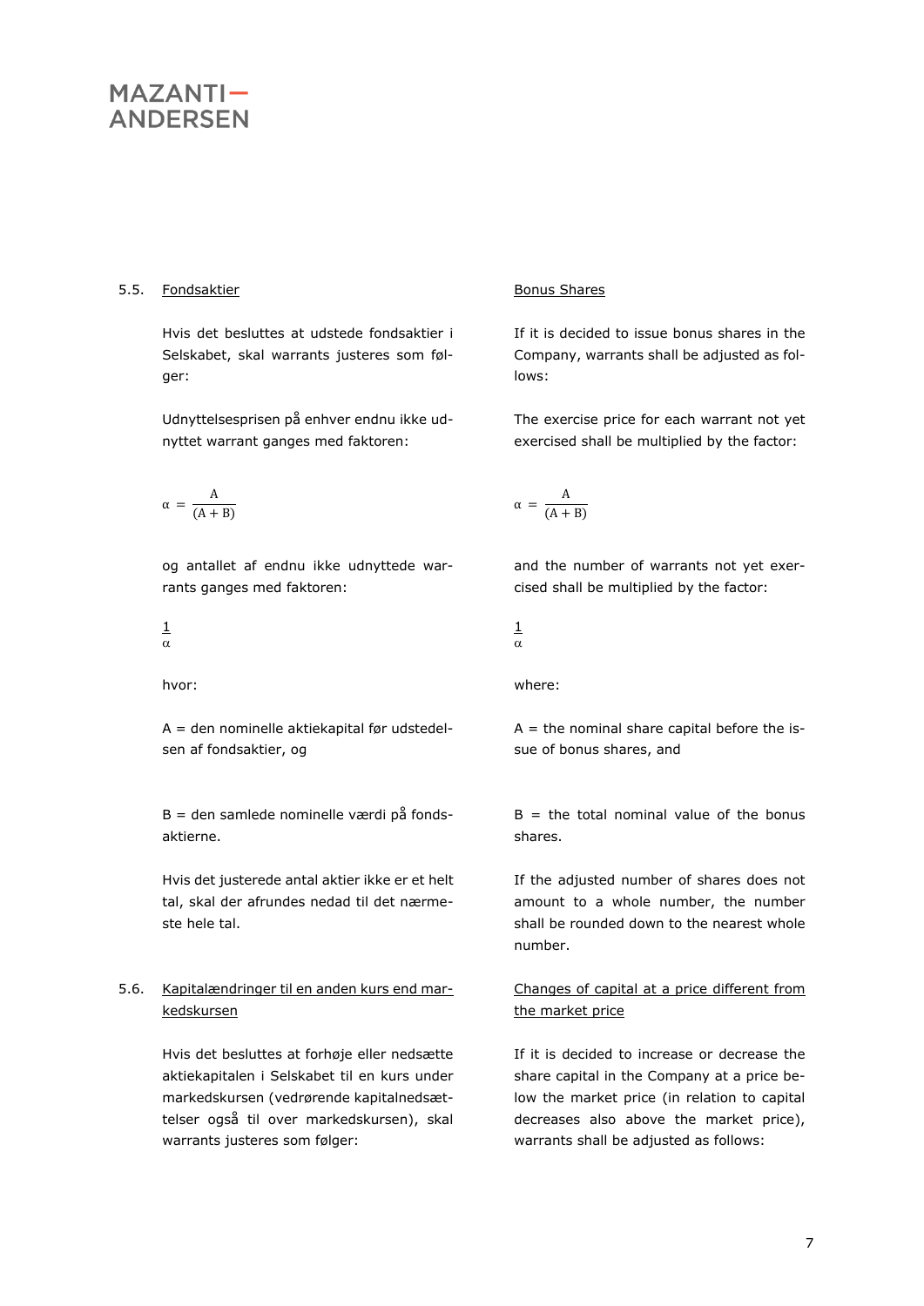5.5. <u>Fondsaktier</u>

Hvis det besluttes at udstede fondsaktier i Selskabet, skal warrants justeres som følger:

Udnyttelsesprisen på enhver endnu ikke udnyttet warrant ganges med faktoren:

$$\alpha = \frac{A}{(A + B)}$$

og antallet af endnu ikke udnyttede warrants ganges med faktoren:

$$\frac{1}{\alpha}$$

hvor:

A = den nominelle aktiekapital før udstedelsen af fondsaktier, og

B = den samlede nominelle værdi på fondsaktierne.

Hvis det justerede antal aktier ikke er et helt tal, skal der afrundes nedad til det nærmeste hele tal.

<u>Bonus Shares</u>

If it is decided to issue bonus shares in the Company, warrants shall be adjusted as follows:

The exercise price for each warrant not yet exercised shall be multiplied by the factor:

$$\alpha = \frac{A}{(A + B)}$$

and the number of warrants not yet exercised shall be multiplied by the factor:

$$\frac{1}{\alpha}$$

where:

A = the nominal share capital before the issue of bonus shares, and

B = the total nominal value of the bonus shares.

If the adjusted number of shares does not amount to a whole number, the number shall be rounded down to the nearest whole number.

5.6. <u>Kapitalændringer til en anden kurs end markedskursen</u>

Hvis det besluttes at forhøje eller nedsætte aktiekapitalen i Selskabet til en kurs under markedskursen (vedrørende kapitalnedsættelser også til over markedskursen), skal warrants justeres som følger:

<u>Changes of capital at a price different from the market price</u>

If it is decided to increase or decrease the share capital in the Company at a price below the market price (in relation to capital decreases also above the market price), warrants shall be adjusted as follows: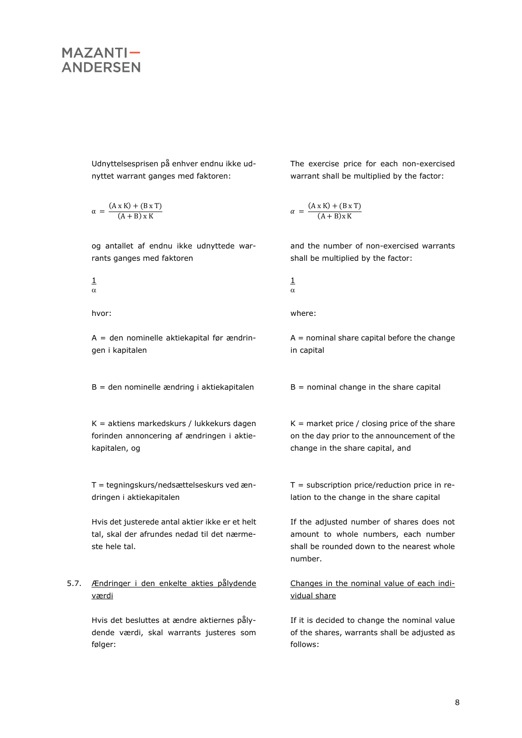Udnyttelsesprisen på enhver endnu ikke udnyttet warrant ganges med faktoren:

$$\alpha = \frac{(A \times K) + (B \times T)}{(A + B) \times K}$$

og antallet af endnu ikke udnyttede warrants ganges med faktoren

$$\frac{1}{\alpha}$$

hvor:

A = den nominelle aktiekapital før ændringen i kapitalen

B = den nominelle ændring i aktiekapitalen

K = aktiens markedskurs / lukkekurs dagen forinden annoncering af ændringen i aktiekapitalen, og

T = tegningskurs/nedsættelseskurs ved ændringen i aktiekapitalen

Hvis det justerede antal aktier ikke er et helt tal, skal der afrundes nedad til det nærmeste hele tal.

5.7. Ændringer i den enkelte akties pålydende værdi

Hvis det besluttes at ændre aktiernes pålydende værdi, skal warrants justeres som følger:

---

The exercise price for each non-exercised warrant shall be multiplied by the factor:

$$\alpha = \frac{(A \times K) + (B \times T)}{(A + B) \times K}$$

and the number of non-exercised warrants shall be multiplied by the factor:

$$\frac{1}{\alpha}$$

where:

A = nominal share capital before the change in capital

B = nominal change in the share capital

K = market price / closing price of the share on the day prior to the announcement of the change in the share capital, and

T = subscription price/reduction price in relation to the change in the share capital

If the adjusted number of shares does not amount to whole numbers, each number shall be rounded down to the nearest whole number.

Changes in the nominal value of each individual share

If it is decided to change the nominal value of the shares, warrants shall be adjusted as follows: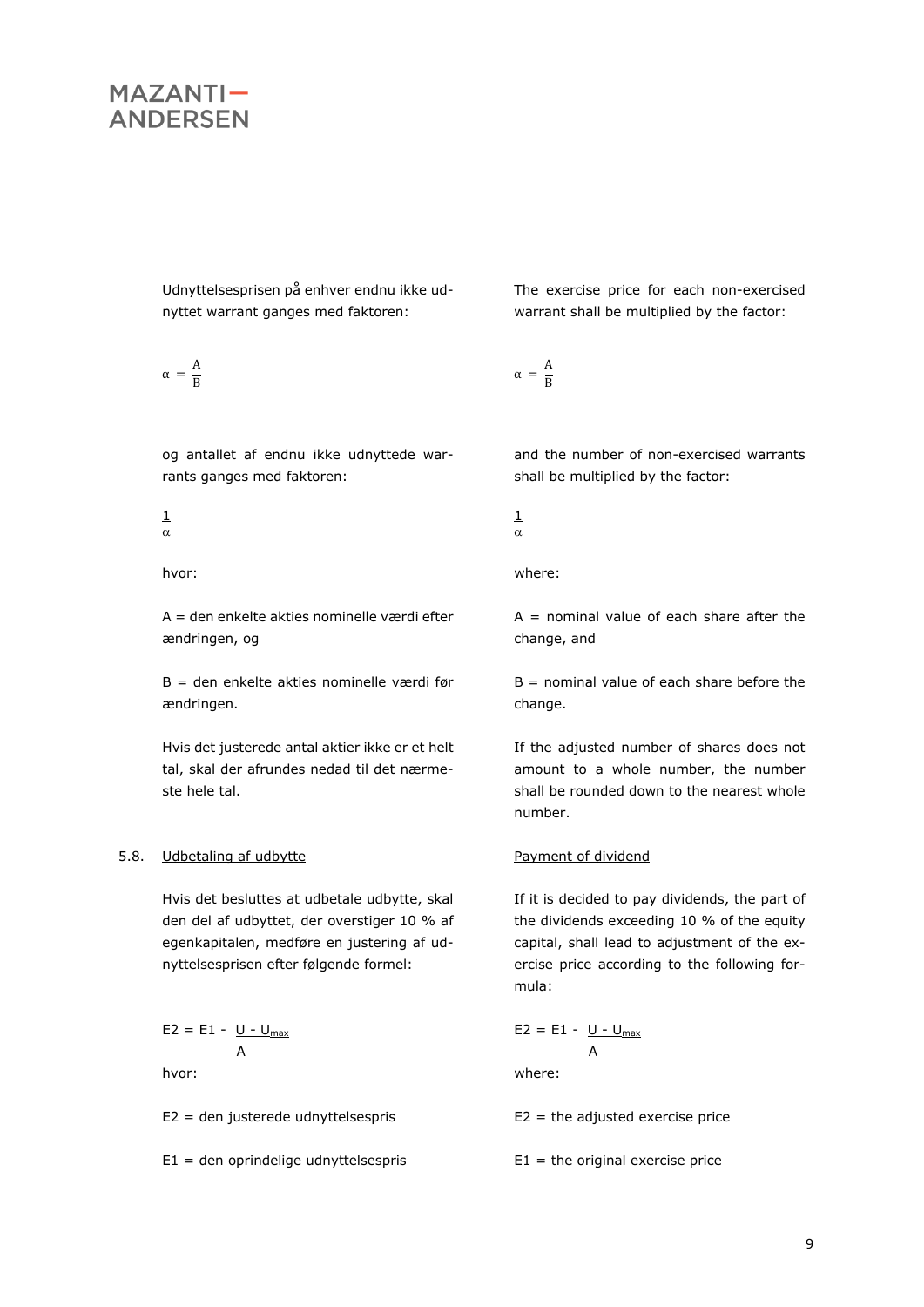Udnyttelsesprisen på enhver endnu ikke udnyttet warrant ganges med faktoren:

$$\alpha = \frac{A}{B}$$

og antallet af endnu ikke udnyttede warrants ganges med faktoren:

$$\frac{1}{\alpha}$$

hvor:

A = den enkelte akties nominelle værdi efter ændringen, og

B = den enkelte akties nominelle værdi før ændringen.

Hvis det justerede antal aktier ikke er et helt tal, skal der afrundes nedad til det nærmeste hele tal.

The exercise price for each non-exercised warrant shall be multiplied by the factor:

$$\alpha = \frac{A}{B}$$

and the number of non-exercised warrants shall be multiplied by the factor:

$$\frac{1}{\alpha}$$

where:

A = nominal value of each share after the change, and

B = nominal value of each share before the change.

If the adjusted number of shares does not amount to a whole number, the number shall be rounded down to the nearest whole number.

5.8. Udbetaling af udbytte

Hvis det besluttes at udbetale udbytte, skal den del af udbyttet, der overstiger 10 % af egenkapitalen, medføre en justering af udnyttelsesprisen efter følgende formel:

$$E2 = E1 - \frac{U - U_{max}}{A}$$

hvor:

E2 = den justerede udnyttelsespris

E1 = den oprindelige udnyttelsespris

Payment of dividend

If it is decided to pay dividends, the part of the dividends exceeding 10 % of the equity capital, shall lead to adjustment of the exercise price according to the following formula:

$$E2 = E1 - \frac{U - U_{max}}{A}$$

where:

E2 = the adjusted exercise price

E1 = the original exercise price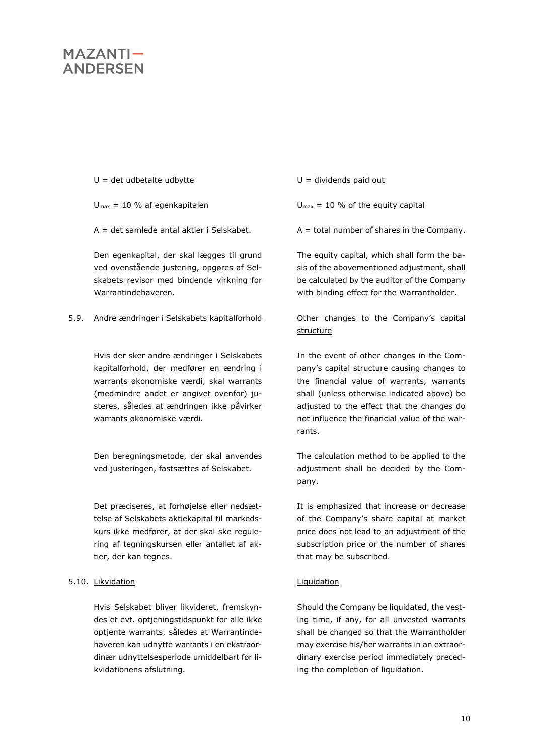| | |
|---|---|
| $U$ = det udbetalte udbytte | $U$ = dividends paid out |
| $U_{max}$ = 10 % af egenkapitalen | $U_{max}$ = 10 % of the equity capital |
| $A$ = det samlede antal aktier i Selskabet. | $A$ = total number of shares in the Company. |
| Den egenkapital, der skal lægges til grund ved ovenstående justering, opgøres af Selskabets revisor med bindende virkning for Warrantindehaveren. | The equity capital, which shall form the basis of the abovementioned adjustment, shall be calculated by the auditor of the Company with binding effect for the Warrantholder. |
| 5.9. <u>Andre ændringer i Selskabets kapitalforhold</u> | <u>Other changes to the Company's capital structure</u> |
| Hvis der sker andre ændringer i Selskabets kapitalforhold, der medfører en ændring i warrants økonomiske værdi, skal warrants (medmindre andet er angivet ovenfor) justeres, således at ændringen ikke påvirker warrants økonomiske værdi. | In the event of other changes in the Company's capital structure causing changes to the financial value of warrants, warrants shall (unless otherwise indicated above) be adjusted to the effect that the changes do not influence the financial value of the warrants. |
| Den beregningsmetode, der skal anvendes ved justeringen, fastsættes af Selskabet. | The calculation method to be applied to the adjustment shall be decided by the Company. |
| Det præciseres, at forhøjelse eller nedsættelse af Selskabets aktiekapital til markedskurs ikke medfører, at der skal ske regulering af tegningskursen eller antallet af aktier, der kan tegnes. | It is emphasized that increase or decrease of the Company's share capital at market price does not lead to an adjustment of the subscription price or the number of shares that may be subscribed. |
| 5.10. <u>Likvidation</u> | <u>Liquidation</u> |
| Hvis Selskabet bliver likvideret, fremskyndes et evt. optjeningstidspunkt for alle ikke optjente warrants, således at Warrantindehaveren kan udnytte warrants i en ekstraordinær udnyttelsesperiode umiddelbart før likvidationens afslutning. | Should the Company be liquidated, the vesting time, if any, for all unvested warrants shall be changed so that the Warrantholder may exercise his/her warrants in an extraordinary exercise period immediately preceding the completion of liquidation. |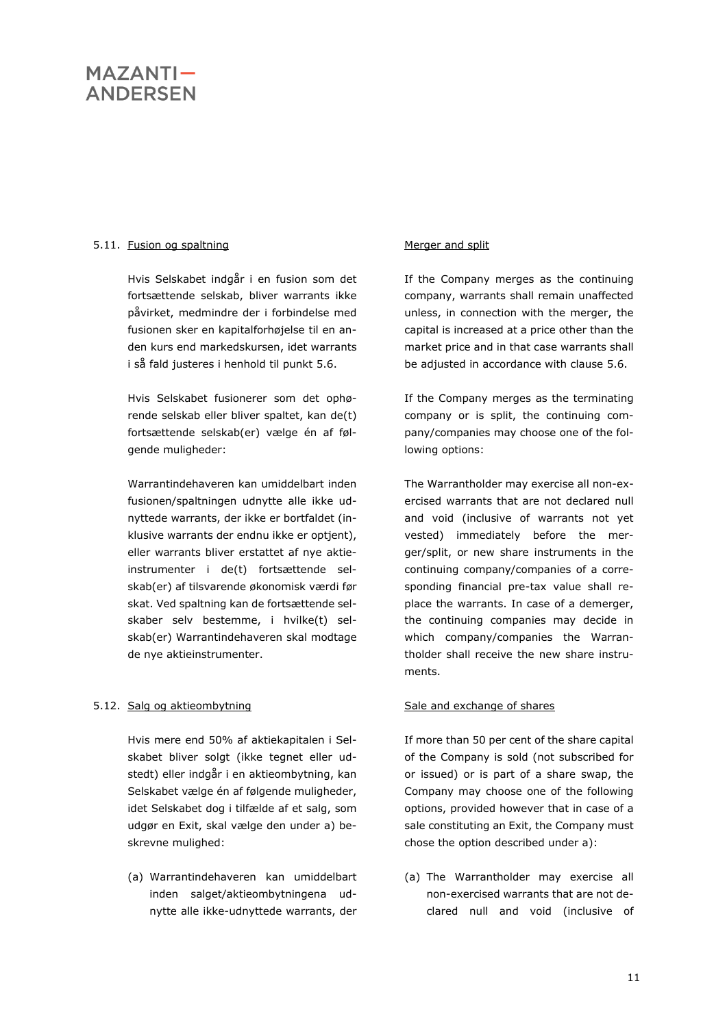### 5.11. Fusion og spaltning

Hvis Selskabet indgår i en fusion som det fortsættende selskab, bliver warrants ikke påvirket, medmindre der i forbindelse med fusionen sker en kapitalforhøjelse til en anden kurs end markedskursen, idet warrants i så fald justeres i henhold til punkt 5.6.

Hvis Selskabet fusionerer som det ophørende selskab eller bliver spaltet, kan de(t) fortsættende selskab(er) vælge én af følgende muligheder:

Warrantindehaveren kan umiddelbart inden fusionen/spaltningen udnytte alle ikke udnyttede warrants, der ikke er bortfaldet (inklusive warrants der endnu ikke er optjent), eller warrants bliver erstattet af nye aktieinstrumenter i de(t) fortsættende selskab(er) af tilsvarende økonomisk værdi før skat. Ved spaltning kan de fortsættende selskaber selv bestemme, i hvilke(t) selskab(er) Warrantindehaveren skal modtage de nye aktieinstrumenter.

#### Merger and split

If the Company merges as the continuing company, warrants shall remain unaffected unless, in connection with the merger, the capital is increased at a price other than the market price and in that case warrants shall be adjusted in accordance with clause 5.6.

If the Company merges as the terminating company or is split, the continuing company/companies may choose one of the following options:

The Warrantholder may exercise all non-exercised warrants that are not declared null and void (inclusive of warrants not yet vested) immediately before the merger/split, or new share instruments in the continuing company/companies of a corresponding financial pre-tax value shall replace the warrants. In case of a demerger, the continuing companies may decide in which company/companies the Warrantholder shall receive the new share instruments.

### 5.12. Salg og aktieombytning

Hvis mere end 50% af aktiekapitalen i Selskabet bliver solgt (ikke tegnet eller udstedt) eller indgår i en aktieombytning, kan Selskabet vælge én af følgende muligheder, idet Selskabet dog i tilfælde af et salg, som udgør en Exit, skal vælge den under a) beskrevne mulighed:

(a) Warrantindehaveren kan umiddelbart inden salget/aktieombytningena udnytte alle ikke-udnyttede warrants, der

#### Sale and exchange of shares

If more than 50 per cent of the share capital of the Company is sold (not subscribed for or issued) or is part of a share swap, the Company may choose one of the following options, provided however that in case of a sale constituting an Exit, the Company must chose the option described under a):

(a) The Warrantholder may exercise all non-exercised warrants that are not declared null and void (inclusive of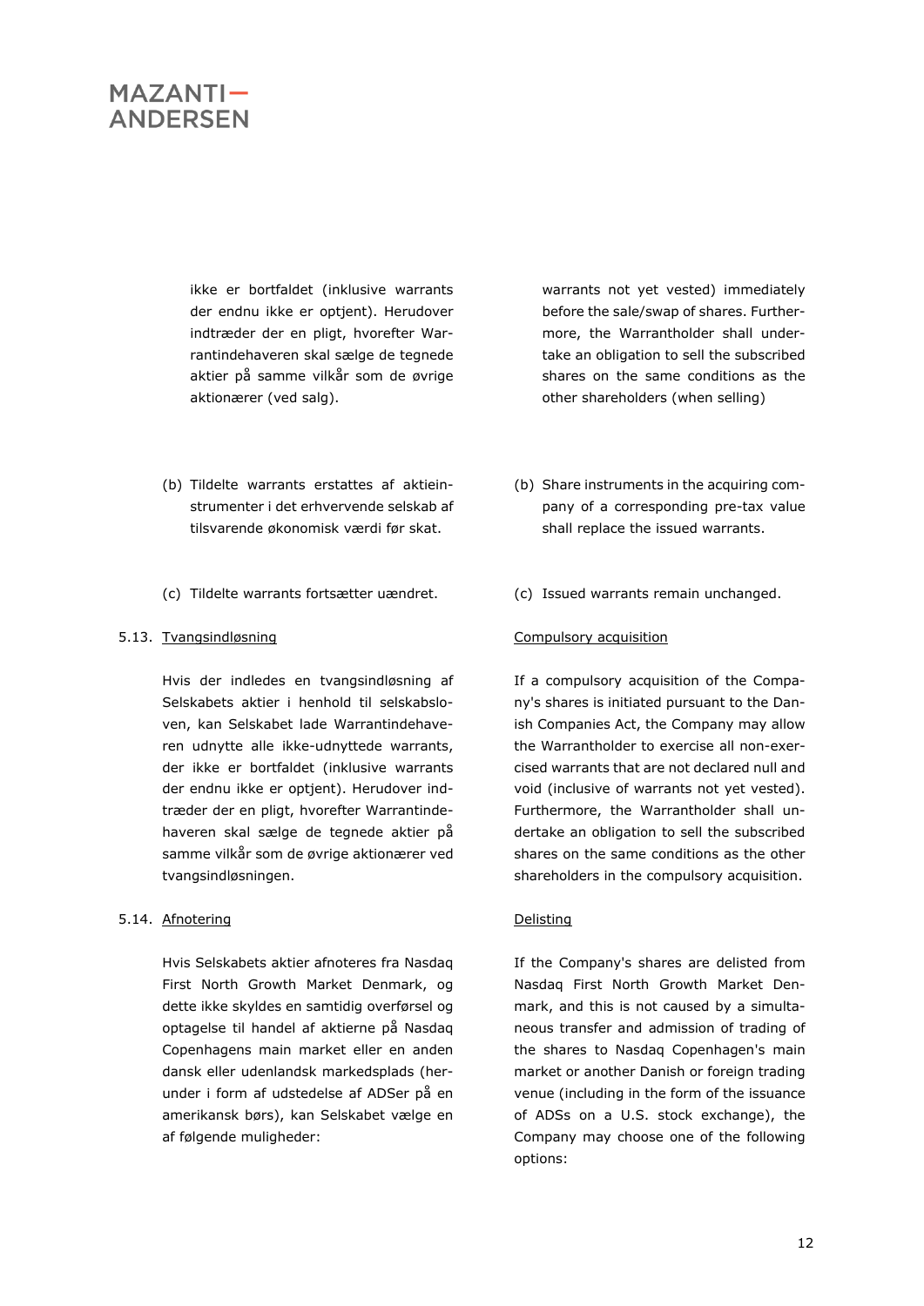ikke er bortfaldet (inklusive warrants der endnu ikke er optjent). Herudover indtræder der en pligt, hvorefter Warrantindehaveren skal sælge de tegnede aktier på samme vilkår som de øvrige aktionærer (ved salg).

warrants not yet vested) immediately before the sale/swap of shares. Furthermore, the Warrantholder shall undertake an obligation to sell the subscribed shares on the same conditions as the other shareholders (when selling)

(b) Tildelte warrants erstattes af aktieinstrumenter i det erhvervende selskab af tilsvarende økonomisk værdi før skat.

(b) Share instruments in the acquiring company of a corresponding pre-tax value shall replace the issued warrants.

(c) Tildelte warrants fortsætter uændret.

(c) Issued warrants remain unchanged.

5.13. Tvangsindløsning

Compulsory acquisition

Hvis der indledes en tvangsindløsning af Selskabets aktier i henhold til selskabsloven, kan Selskabet lade Warrantindehaveren udnytte alle ikke-udnyttede warrants, der ikke er bortfaldet (inklusive warrants der endnu ikke er optjent). Herudover indtræder der en pligt, hvorefter Warrantindehaveren skal sælge de tegnede aktier på samme vilkår som de øvrige aktionærer ved tvangsindløsningen.

If a compulsory acquisition of the Company's shares is initiated pursuant to the Danish Companies Act, the Company may allow the Warrantholder to exercise all non-exercised warrants that are not declared null and void (inclusive of warrants not yet vested). Furthermore, the Warrantholder shall undertake an obligation to sell the subscribed shares on the same conditions as the other shareholders in the compulsory acquisition.

5.14. Afnotering

Delisting

Hvis Selskabets aktier afnoteres fra Nasdaq First North Growth Market Denmark, og dette ikke skyldes en samtidig overførsel og optagelse til handel af aktierne på Nasdaq Copenhagens main market eller en anden dansk eller udenlandsk markedsplads (herunder i form af udstedelse af ADSer på en amerikansk børs), kan Selskabet vælge en af følgende muligheder:

If the Company's shares are delisted from Nasdaq First North Growth Market Denmark, and this is not caused by a simultaneous transfer and admission of trading of the shares to Nasdaq Copenhagen's main market or another Danish or foreign trading venue (including in the form of the issuance of ADSs on a U.S. stock exchange), the Company may choose one of the following options: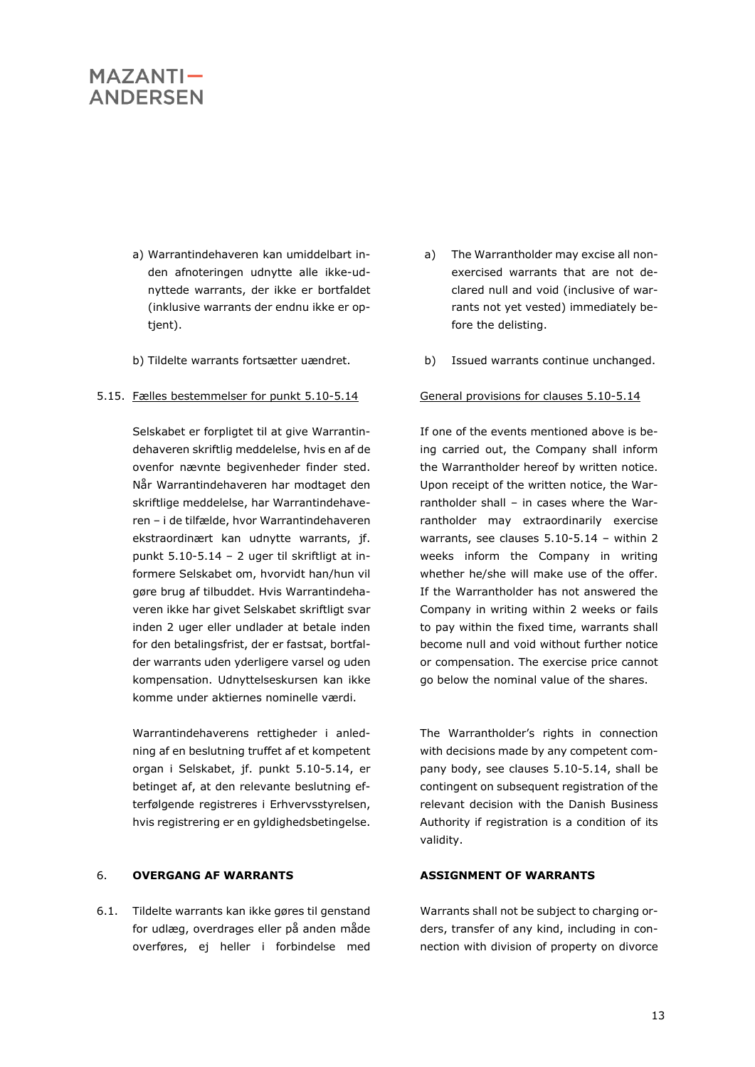a) Warrantindehaveren kan umiddelbart inden afnoteringen udnytte alle ikke-udnyttede warrants, der ikke er bortfaldet (inklusive warrants der endnu ikke er optjent).

a) The Warrantholder may excise all non-exercised warrants that are not declared null and void (inclusive of warrants not yet vested) immediately before the delisting.

b) Tildelte warrants fortsætter uændret.

b) Issued warrants continue unchanged.

5.15. Fælles bestemmelser for punkt 5.10-5.14

General provisions for clauses 5.10-5.14

Selskabet er forpligtet til at give Warrantindehaveren skriftlig meddelelse, hvis en af de ovenfor nævnte begivenheder finder sted. Når Warrantindehaveren har modtaget den skriftlige meddelelse, har Warrantindehaveren – i de tilfælde, hvor Warrantindehaveren ekstraordinært kan udnytte warrants, jf. punkt 5.10-5.14 – 2 uger til skriftligt at informere Selskabet om, hvorvidt han/hun vil gøre brug af tilbuddet. Hvis Warrantindehaveren ikke har givet Selskabet skriftligt svar inden 2 uger eller undlader at betale inden for den betalingsfrist, der er fastsat, bortfalder warrants uden yderligere varsel og uden kompensation. Udnyttelseskursen kan ikke komme under aktiernes nominelle værdi.

If one of the events mentioned above is being carried out, the Company shall inform the Warrantholder hereof by written notice. Upon receipt of the written notice, the Warrantholder shall – in cases where the Warrantholder may extraordinarily exercise warrants, see clauses 5.10-5.14 – within 2 weeks inform the Company in writing whether he/she will make use of the offer. If the Warrantholder has not answered the Company in writing within 2 weeks or fails to pay within the fixed time, warrants shall become null and void without further notice or compensation. The exercise price cannot go below the nominal value of the shares.

Warrantindehaverens rettigheder i anledning af en beslutning truffet af et kompetent organ i Selskabet, jf. punkt 5.10-5.14, er betinget af, at den relevante beslutning efterfølgende registreres i Erhvervsstyrelsen, hvis registrering er en gyldighedsbetingelse.

The Warrantholder's rights in connection with decisions made by any competent company body, see clauses 5.10-5.14, shall be contingent on subsequent registration of the relevant decision with the Danish Business Authority if registration is a condition of its validity.

## 6. OVERGANG AF WARRANTS

## ASSIGNMENT OF WARRANTS

6.1. Tildelte warrants kan ikke gøres til genstand for udlæg, overdrages eller på anden måde overføres, ej heller i forbindelse med

Warrants shall not be subject to charging orders, transfer of any kind, including in connection with division of property on divorce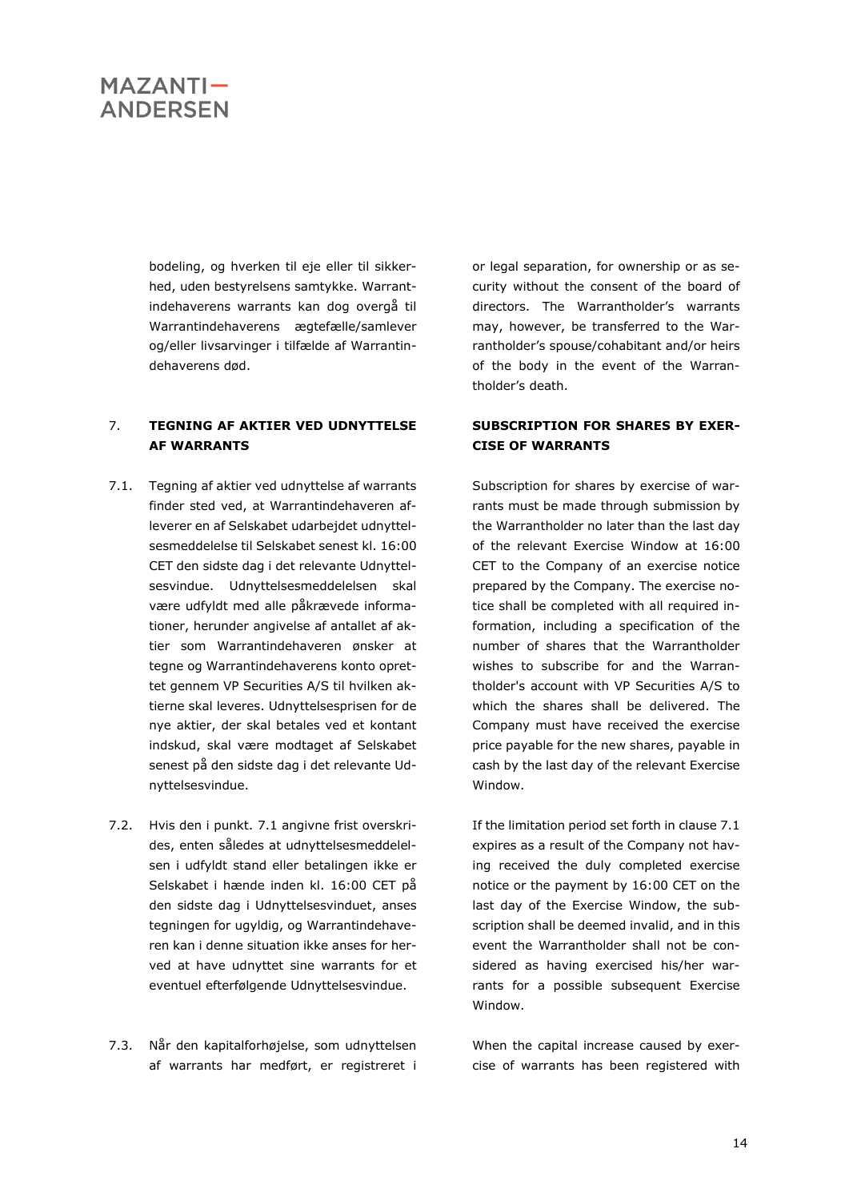bodeling, og hverken til eje eller til sikkerhed, uden bestyrelsens samtykke. Warrantindehaverens warrants kan dog overgå til Warrantindehaverens ægtefælle/samlever og/eller livsarvinger i tilfælde af Warrantindehaverens død.

or legal separation, for ownership or as security without the consent of the board of directors. The Warrantholder's warrants may, however, be transferred to the Warrantholder's spouse/cohabitant and/or heirs of the body in the event of the Warrantholder's death.

## 7. TEGNING AF AKTIER VED UDNYTTELSE AF WARRANTS

## SUBSCRIPTION FOR SHARES BY EXERCISE OF WARRANTS

7.1. Tegning af aktier ved udnyttelse af warrants finder sted ved, at Warrantindehaveren afleverer en af Selskabet udarbejdet udnyttelsesmeddelelse til Selskabet senest kl. 16:00 CET den sidste dag i det relevante Udnyttelsesvindue. Udnyttelsesmeddelelsen skal være udfyldt med alle påkrævede informationer, herunder angivelse af antallet af aktier som Warrantindehaveren ønsker at tegne og Warrantindehaverens konto oprettet gennem VP Securities A/S til hvilken aktierne skal leveres. Udnyttelsesprisen for de nye aktier, der skal betales ved et kontant indskud, skal være modtaget af Selskabet senest på den sidste dag i det relevante Udnyttelsesvindue.

Subscription for shares by exercise of warrants must be made through submission by the Warrantholder no later than the last day of the relevant Exercise Window at 16:00 CET to the Company of an exercise notice prepared by the Company. The exercise notice shall be completed with all required information, including a specification of the number of shares that the Warrantholder wishes to subscribe for and the Warrantholder's account with VP Securities A/S to which the shares shall be delivered. The Company must have received the exercise price payable for the new shares, payable in cash by the last day of the relevant Exercise Window.

7.2. Hvis den i punkt. 7.1 angivne frist overskrides, enten således at udnyttelsesmeddelelsen i udfyldt stand eller betalingen ikke er Selskabet i hænde inden kl. 16:00 CET på den sidste dag i Udnyttelsesvinduet, anses tegningen for ugyldig, og Warrantindehaveren kan i denne situation ikke anses for herved at have udnyttet sine warrants for et eventuel efterfølgende Udnyttelsesvindue.

If the limitation period set forth in clause 7.1 expires as a result of the Company not having received the duly completed exercise notice or the payment by 16:00 CET on the last day of the Exercise Window, the subscription shall be deemed invalid, and in this event the Warrantholder shall not be considered as having exercised his/her warrants for a possible subsequent Exercise Window.

7.3. Når den kapitalforhøjelse, som udnyttelsen af warrants har medført, er registreret i

When the capital increase caused by exercise of warrants has been registered with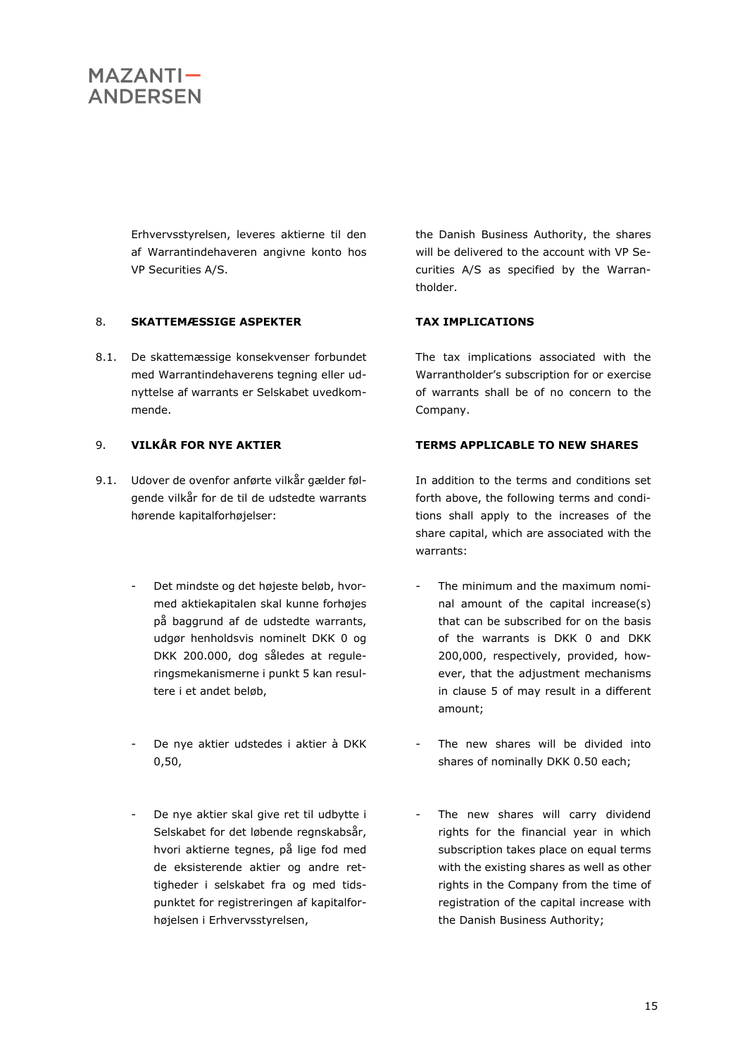Erhvervsstyrelsen, leveres aktierne til den af Warrantindehaveren angivne konto hos VP Securities A/S.

the Danish Business Authority, the shares will be delivered to the account with VP Securities A/S as specified by the Warrantholder.

## 8. SKATTEMÆSSIGE ASPEKTER

## TAX IMPLICATIONS

8.1. De skattemæssige konsekvenser forbundet med Warrantindehaverens tegning eller udnyttelse af warrants er Selskabet uvedkommende.

The tax implications associated with the Warrantholder's subscription for or exercise of warrants shall be of no concern to the Company.

## 9. VILKÅR FOR NYE AKTIER

## TERMS APPLICABLE TO NEW SHARES

9.1. Udover de ovenfor anførte vilkår gælder følgende vilkår for de til de udstedte warrants hørende kapitalforhøjelser:

- Det mindste og det højeste beløb, hvormed aktiekapitalen skal kunne forhøjes på baggrund af de udstedte warrants, udgør henholdsvis nominelt DKK 0 og DKK 200.000, dog således at reguleringsmekanismerne i punkt 5 kan resultere i et andet beløb,
- De nye aktier udstedes i aktier à DKK 0,50,
- De nye aktier skal give ret til udbytte i Selskabet for det løbende regnskabsår, hvori aktierne tegnes, på lige fod med de eksisterende aktier og andre rettigheder i selskabet fra og med tidspunktet for registreringen af kapitalforhøjelsen i Erhvervsstyrelsen,

In addition to the terms and conditions set forth above, the following terms and conditions shall apply to the increases of the share capital, which are associated with the warrants:

- The minimum and the maximum nominal amount of the capital increase(s) that can be subscribed for on the basis of the warrants is DKK 0 and DKK 200,000, respectively, provided, however, that the adjustment mechanisms in clause 5 of may result in a different amount;
- The new shares will be divided into shares of nominally DKK 0.50 each;
- The new shares will carry dividend rights for the financial year in which subscription takes place on equal terms with the existing shares as well as other rights in the Company from the time of registration of the capital increase with the Danish Business Authority;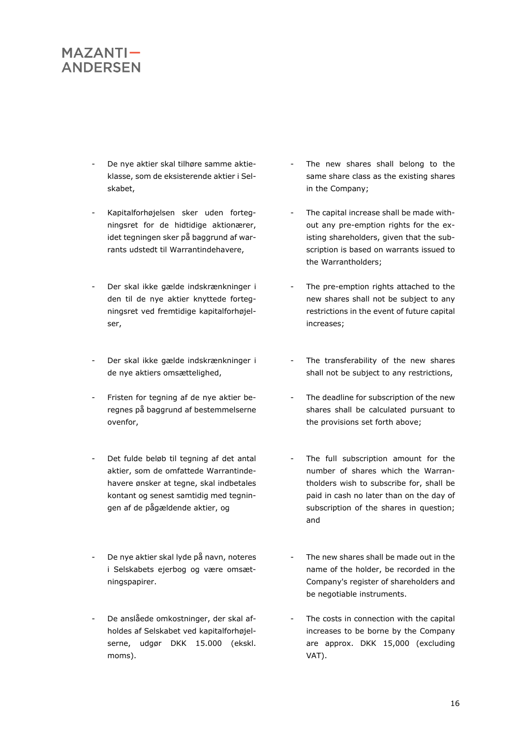- De nye aktier skal tilhøre samme aktieklasse, som de eksisterende aktier i Selskabet,

- Kapitalforhøjelsen sker uden fortegningsret for de hidtidige aktionærer, idet tegningen sker på baggrund af warrants udstedt til Warrantindehavere,

- Der skal ikke gælde indskrænkninger i den til de nye aktier knyttede fortegningsret ved fremtidige kapitalforhøjelser,

- Der skal ikke gælde indskrænkninger i de nye aktiers omsættelighed,

- Fristen for tegning af de nye aktier beregnes på baggrund af bestemmelserne ovenfor,

- Det fulde beløb til tegning af det antal aktier, som de omfattede Warrantindehavere ønsker at tegne, skal indbetales kontant og senest samtidig med tegningen af de pågældende aktier, og

- De nye aktier skal lyde på navn, noteres i Selskabets ejerbog og være omsætningspapirer.

- De anslåede omkostninger, der skal afholdes af Selskabet ved kapitalforhøjelserne, udgør DKK 15.000 (ekskl. moms).

- The new shares shall belong to the same share class as the existing shares in the Company;

- The capital increase shall be made without any pre-emption rights for the existing shareholders, given that the subscription is based on warrants issued to the Warrantholders;

- The pre-emption rights attached to the new shares shall not be subject to any restrictions in the event of future capital increases;

- The transferability of the new shares shall not be subject to any restrictions,

- The deadline for subscription of the new shares shall be calculated pursuant to the provisions set forth above;

- The full subscription amount for the number of shares which the Warrantholders wish to subscribe for, shall be paid in cash no later than on the day of subscription of the shares in question; and

- The new shares shall be made out in the name of the holder, be recorded in the Company's register of shareholders and be negotiable instruments.

- The costs in connection with the capital increases to be borne by the Company are approx. DKK 15,000 (excluding VAT).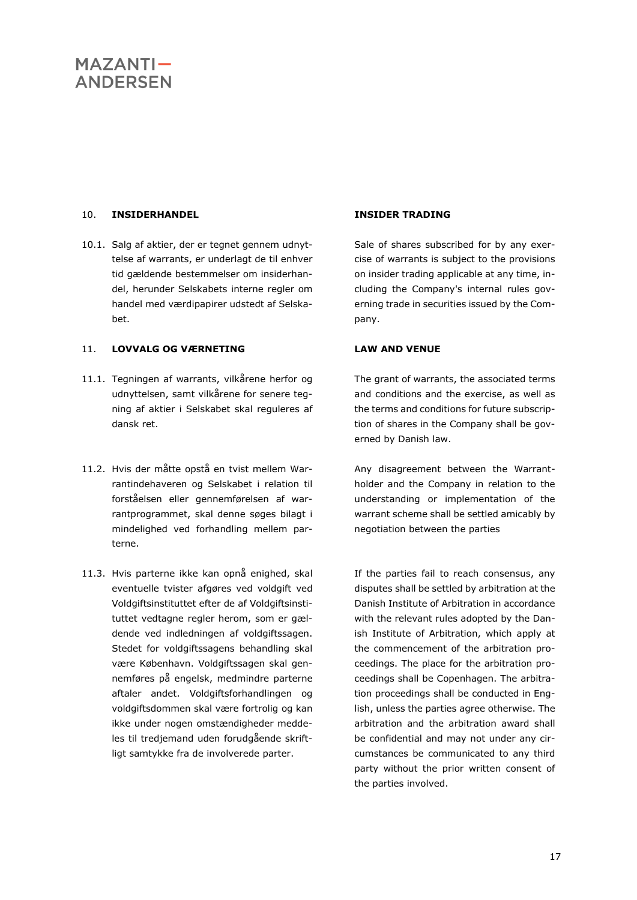## 10. INSIDERHANDEL

**INSIDER TRADING**

10.1. Salg af aktier, der er tegnet gennem udnyttelse af warrants, er underlagt de til enhver tid gældende bestemmelser om insiderhandel, herunder Selskabets interne regler om handel med værdipapirer udstedt af Selskabet.

Sale of shares subscribed for by any exercise of warrants is subject to the provisions on insider trading applicable at any time, including the Company's internal rules governing trade in securities issued by the Company.

## 11. LOVVALG OG VÆRNETING

**LAW AND VENUE**

11.1. Tegningen af warrants, vilkårene herfor og udnyttelsen, samt vilkårene for senere tegning af aktier i Selskabet skal reguleres af dansk ret.

The grant of warrants, the associated terms and conditions and the exercise, as well as the terms and conditions for future subscription of shares in the Company shall be governed by Danish law.

11.2. Hvis der måtte opstå en tvist mellem Warrantindehaveren og Selskabet i relation til forståelsen eller gennemførelsen af warrantprogrammet, skal denne søges bilagt i mindelighed ved forhandling mellem parterne.

Any disagreement between the Warrantholder and the Company in relation to the understanding or implementation of the warrant scheme shall be settled amicably by negotiation between the parties

11.3. Hvis parterne ikke kan opnå enighed, skal eventuelle tvister afgøres ved voldgift ved Voldgiftsinstituttet efter de af Voldgiftsinstituttet vedtagne regler herom, som er gældende ved indledningen af voldgiftssagen. Stedet for voldgiftssagens behandling skal være København. Voldgiftssagen skal gennemføres på engelsk, medmindre parterne aftaler andet. Voldgiftsforhandlingen og voldgiftsdommen skal være fortrolig og kan ikke under nogen omstændigheder meddeles til tredjemand uden forudgående skriftligt samtykke fra de involverede parter.

If the parties fail to reach consensus, any disputes shall be settled by arbitration at the Danish Institute of Arbitration in accordance with the relevant rules adopted by the Danish Institute of Arbitration, which apply at the commencement of the arbitration proceedings. The place for the arbitration proceedings shall be Copenhagen. The arbitration proceedings shall be conducted in English, unless the parties agree otherwise. The arbitration and the arbitration award shall be confidential and may not under any circumstances be communicated to any third party without the prior written consent of the parties involved.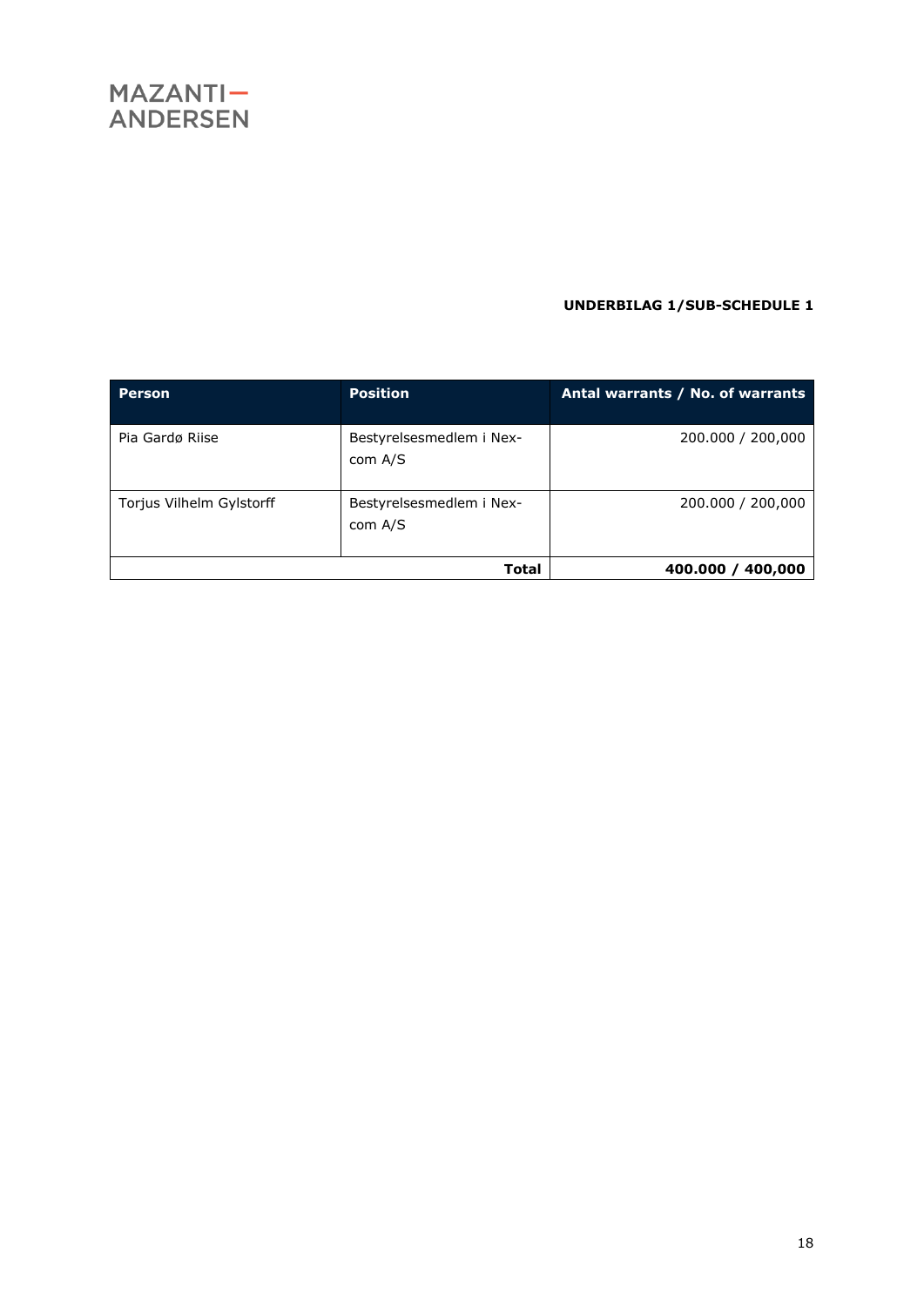**UNDERBILAG 1/SUB-SCHEDULE 1**

| Person | Position | Antal warrants / No. of warrants |
|---|---|---|
| Pia Gardø Riise | Bestyrelsesmedlem i Nex-com A/S | 200.000 / 200,000 |
| Torjus Vilhelm Gylstorff | Bestyrelsesmedlem i Nex-com A/S | 200.000 / 200,000 |
| | **Total** | **400.000 / 400,000** |